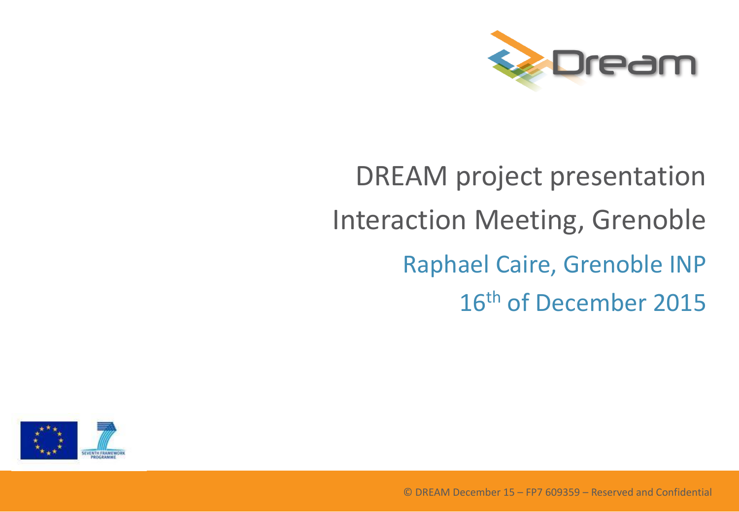# DREAM project presentation

## Interaction Meeting, Grenoble

Raphael Caire, Grenoble INP

16th of December 2015

© DREAM December 15 – FP7 609359 – Reserved and Confidential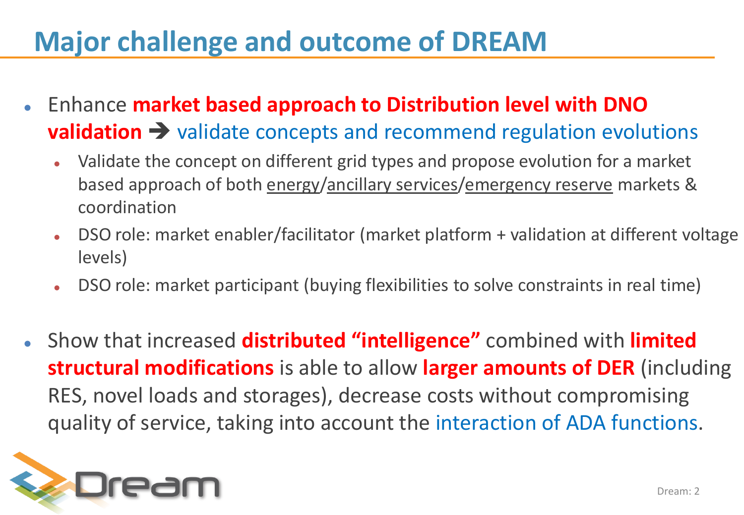# Major challenge and outcome of DREAM

- Enhance **market based approach to Distribution level with DNO validation** ➔ validate concepts and recommend regulation evolutions
  - Validate the concept on different grid types and propose evolution for a market based approach of both energy/ancillary services/emergency reserve markets & coordination
  - DSO role: market enabler/facilitator (market platform + validation at different voltage levels)
  - DSO role: market participant (buying flexibilities to solve constraints in real time)

- Show that increased **distributed "intelligence"** combined with **limited structural modifications** is able to allow **larger amounts of DER** (including RES, novel loads and storages), decrease costs without compromising quality of service, taking into account the interaction of ADA functions.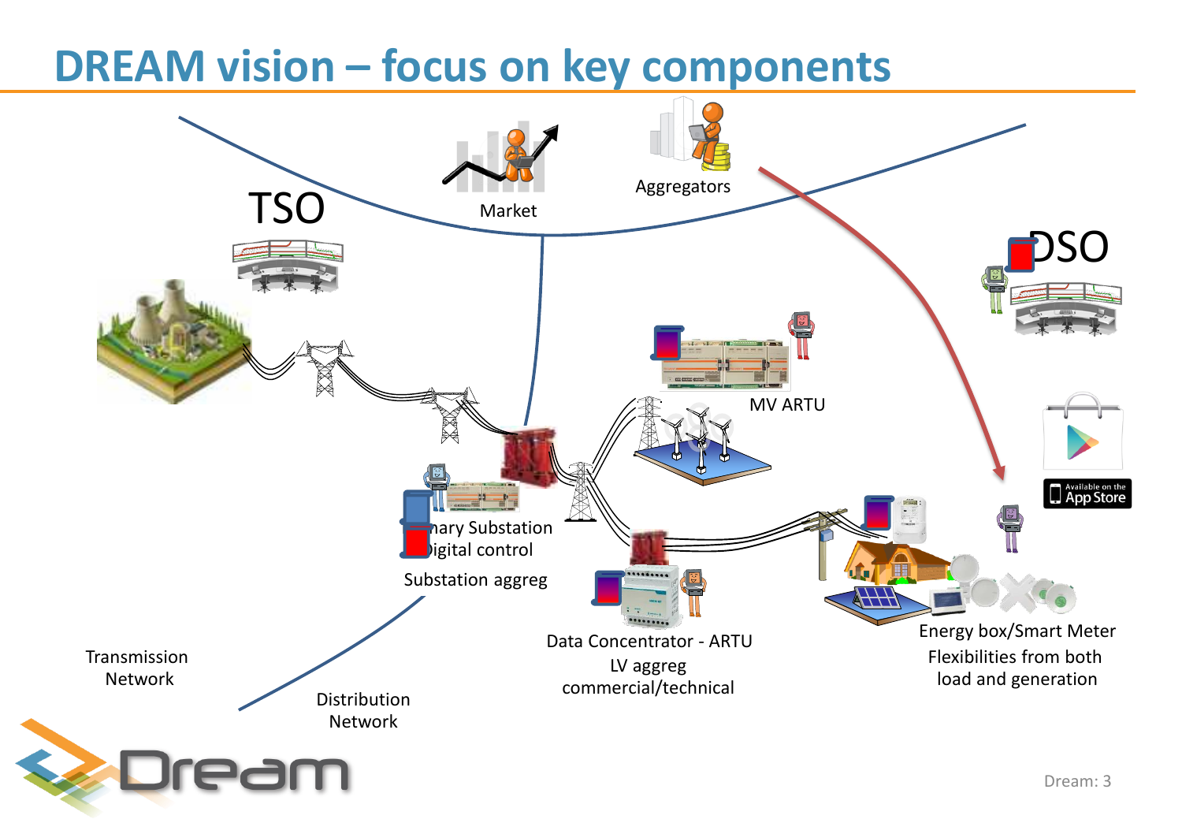# DREAM vision – focus on key components

TSO

Market

Aggregators

DSO

MV ARTU

Primary Substation Digital control

Substation aggreg

Data Concentrator - ARTU

LV aggreg

commercial/technical

Energy box/Smart Meter

Flexibilities from both load and generation

Transmission Network

Distribution Network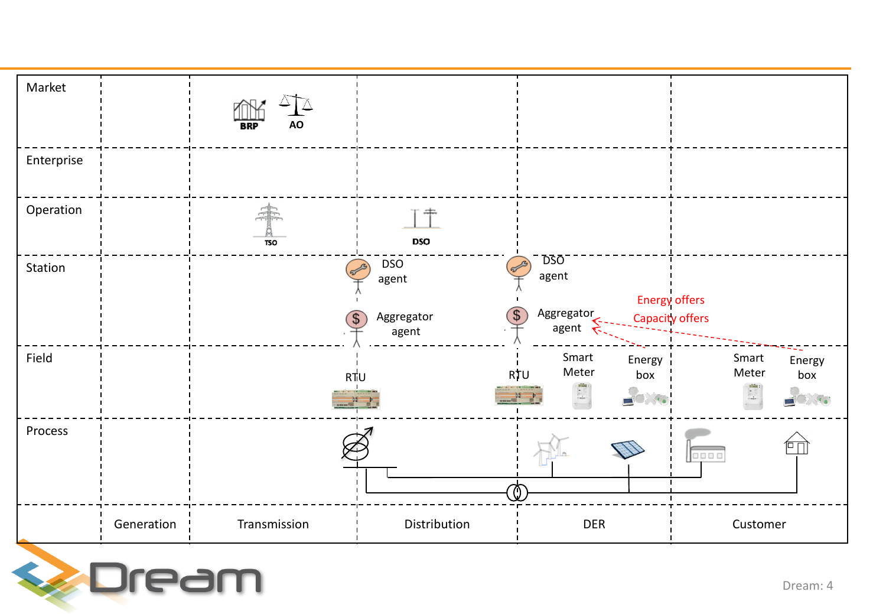| | | | | | |
|---|---|---|---|---|---|
| Market | | BRP, AO | | | |
| Enterprise | | | | | |
| Operation | | TSO | DSO | | |
| Station | | | DSO agent<br>Aggregator agent | DSO agent<br>Aggregator agent | Energy offers<br>Capacity offers |
| Field | | | RTU | RTU<br>Smart Meter<br>Energy box | Smart Meter<br>Energy box |
| Process | | | | | |
| | Generation | Transmission | Distribution | DER | Customer |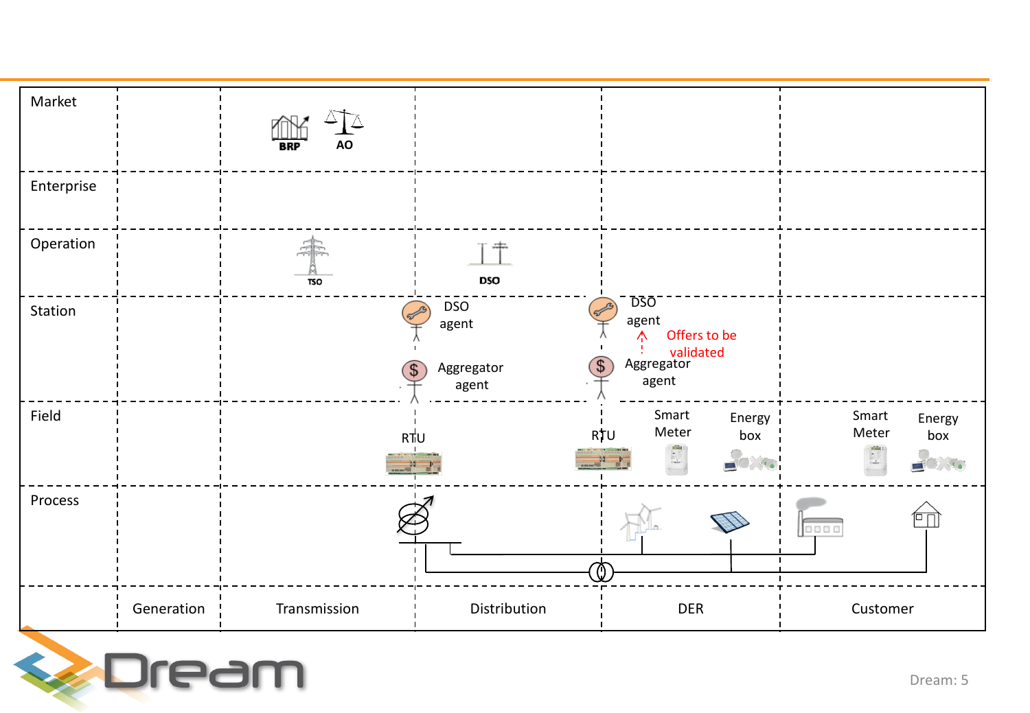| Market | | BRP AO | | | |
|---|---|---|---|---|---|
| Enterprise | | | | | |
| Operation | | TSO | DSO | | |
| Station | | | DSO agent<br>Aggregator agent | DSO agent<br>Offers to be validated<br>Aggregator agent | |
| Field | | | RTU | RTU<br>Smart Meter<br>Energy box | Smart Meter<br>Energy box |
| Process | | | | | |
| | Generation | Transmission | Distribution | DER | Customer |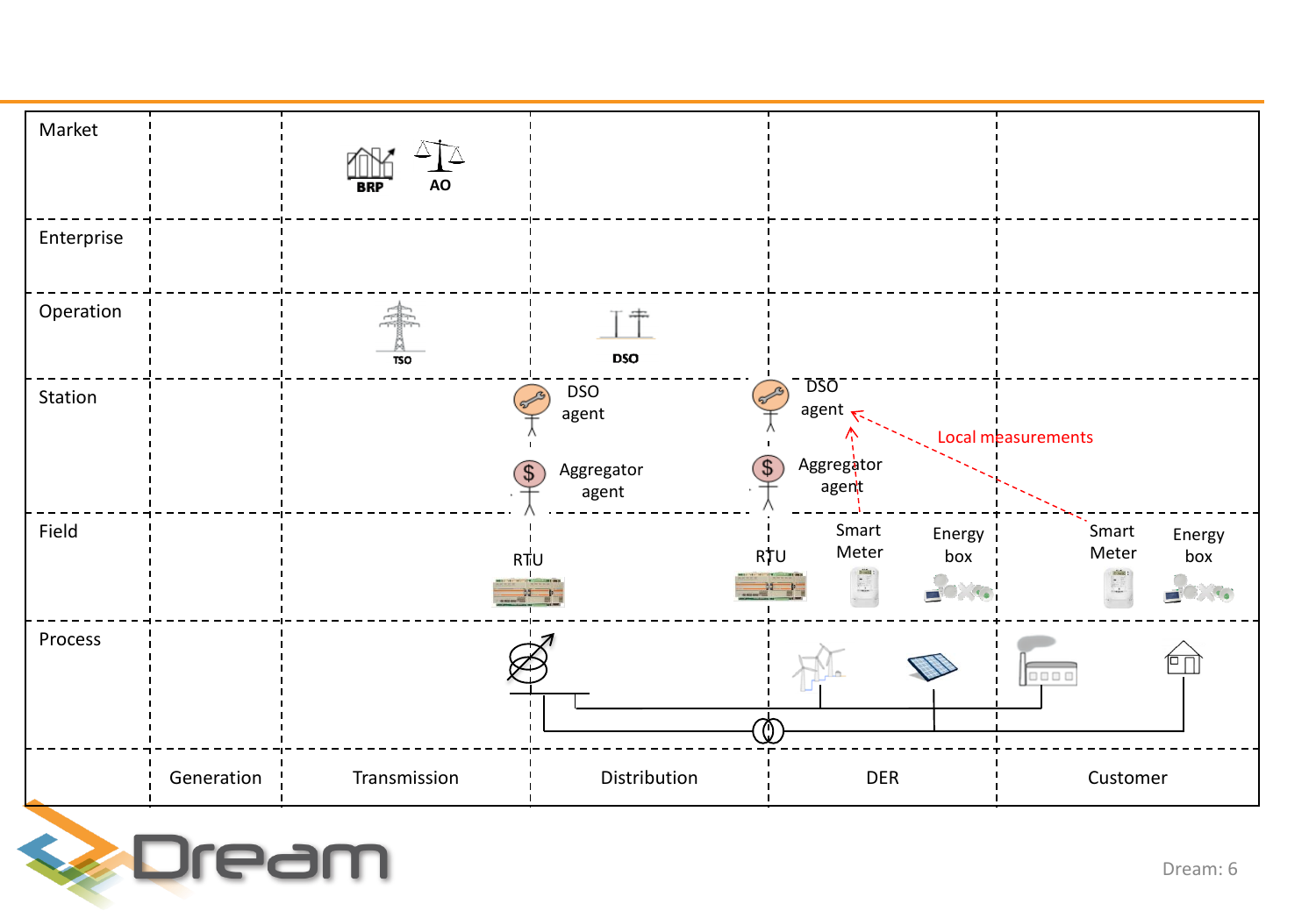| | Generation | Transmission | Distribution | DER | Customer |
|---|---|---|---|---|---|
| Market | | BRP, AO | | | |
| Enterprise | | | | | |
| Operation | | TSO | DSO | | |
| Station | | | DSO agent, Aggregator agent | DSO agent, Aggregator agent | |
| Field | | | RTU | RTU, Smart Meter, Energy box | Smart Meter, Energy box |
| Process | | | | | |

Local measurements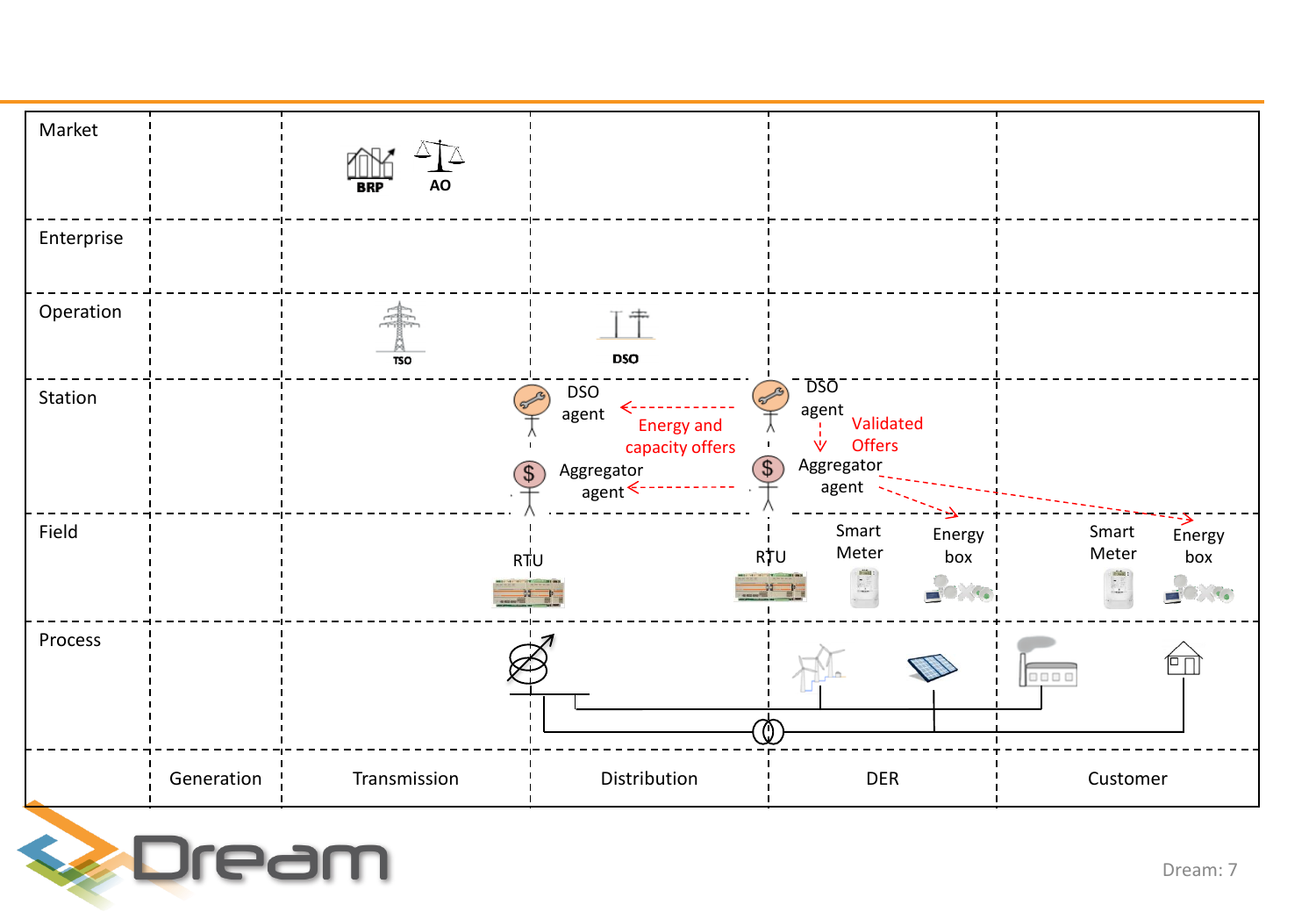| Market | | BRP AO | | | |
|---|---|---|---|---|---|
| Enterprise | | | | | |
| Operation | | TSO | DSO | | |
| Station | | | DSO agent ← Energy and capacity offers; Aggregator agent ← | DSO agent ↓ Validated Offers; Aggregator agent → | → |
| Field | | | RTU | RTU, Smart Meter, Energy box | Smart Meter, Energy box |
| Process | | | | | |
| | Generation | Transmission | Distribution | DER | Customer |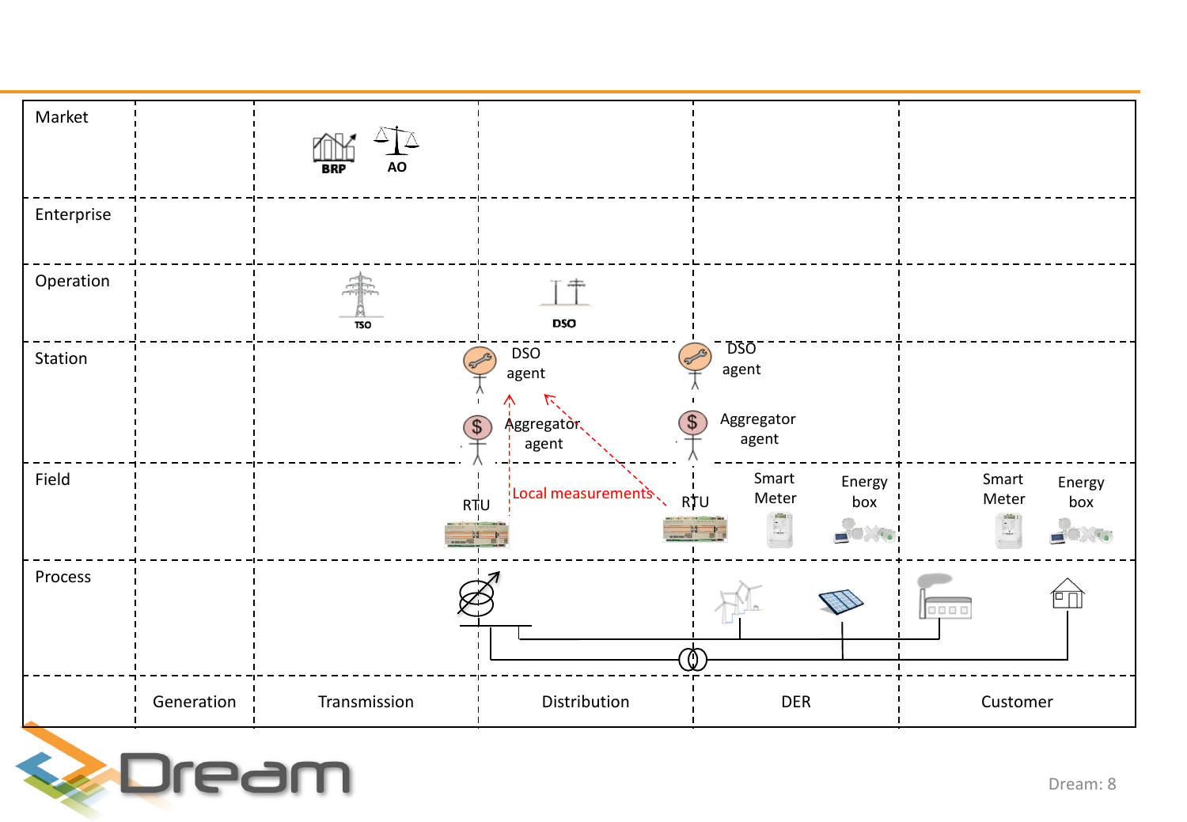| | Generation | Transmission | Distribution | DER | Customer |
|---|---|---|---|---|---|
| Market | | BRP AO | | | |
| Enterprise | | | | | |
| Operation | | TSO | DSO | | |
| Station | | | DSO agent; Aggregator agent | DSO agent; Aggregator agent | |
| Field | | | RTU | RTU; Smart Meter; Energy box | Smart Meter; Energy box |
| Process | | | | | |

Local measurements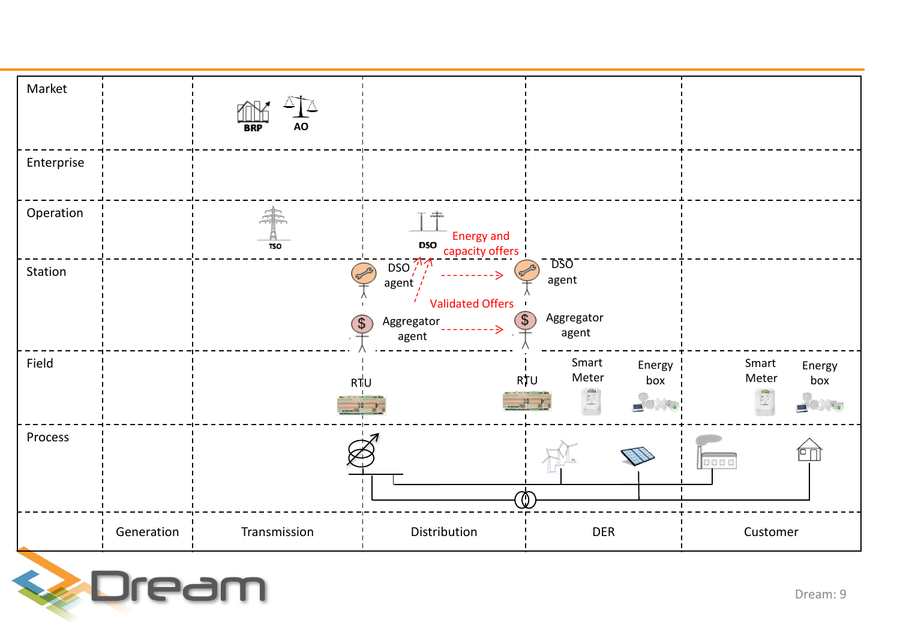| Market | | BRP AO | | | |
|---|---|---|---|---|---|
| Enterprise | | | | | |
| Operation | | TSO | DSO Energy and capacity offers | | |
| Station | | | DSO agent Validated Offers Aggregator agent | DSO agent Aggregator agent | |
| Field | | | RTU | RTU Smart Meter Energy box | Smart Meter Energy box |
| Process | | | | | |
| | Generation | Transmission | Distribution | DER | Customer |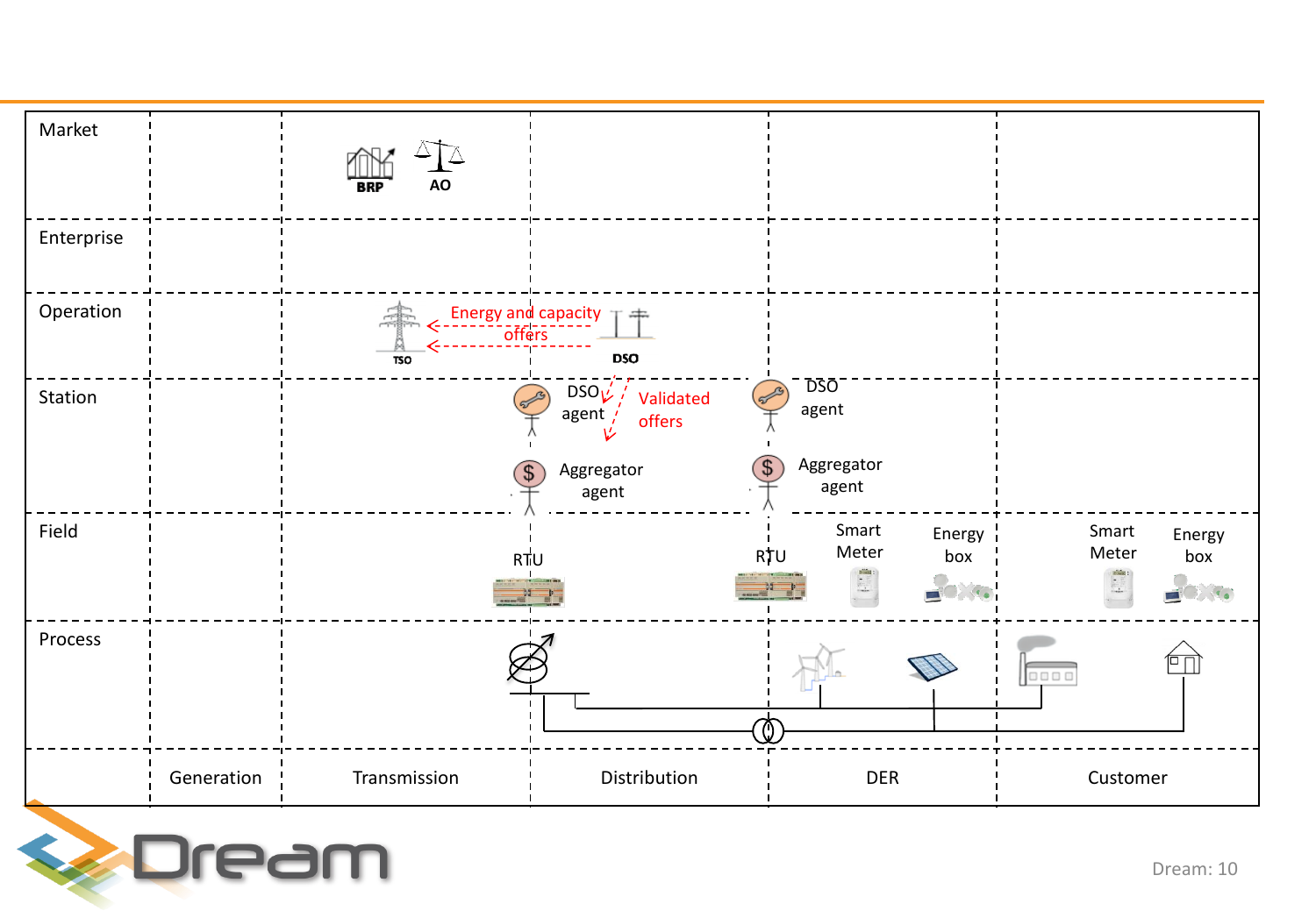| | | | | | |
|---|---|---|---|---|---|
| Market | | BRP AO | | | |
| Enterprise | | | | | |
| Operation | | TSO ← Energy and capacity offers ← DSO | | | |
| Station | | | DSO agent → Validated offers; Aggregator agent | DSO agent; Aggregator agent | |
| Field | | | RTU | RTU; Smart Meter; Energy box | Smart Meter; Energy box |
| Process | | | | | |
| | Generation | Transmission | Distribution | DER | Customer |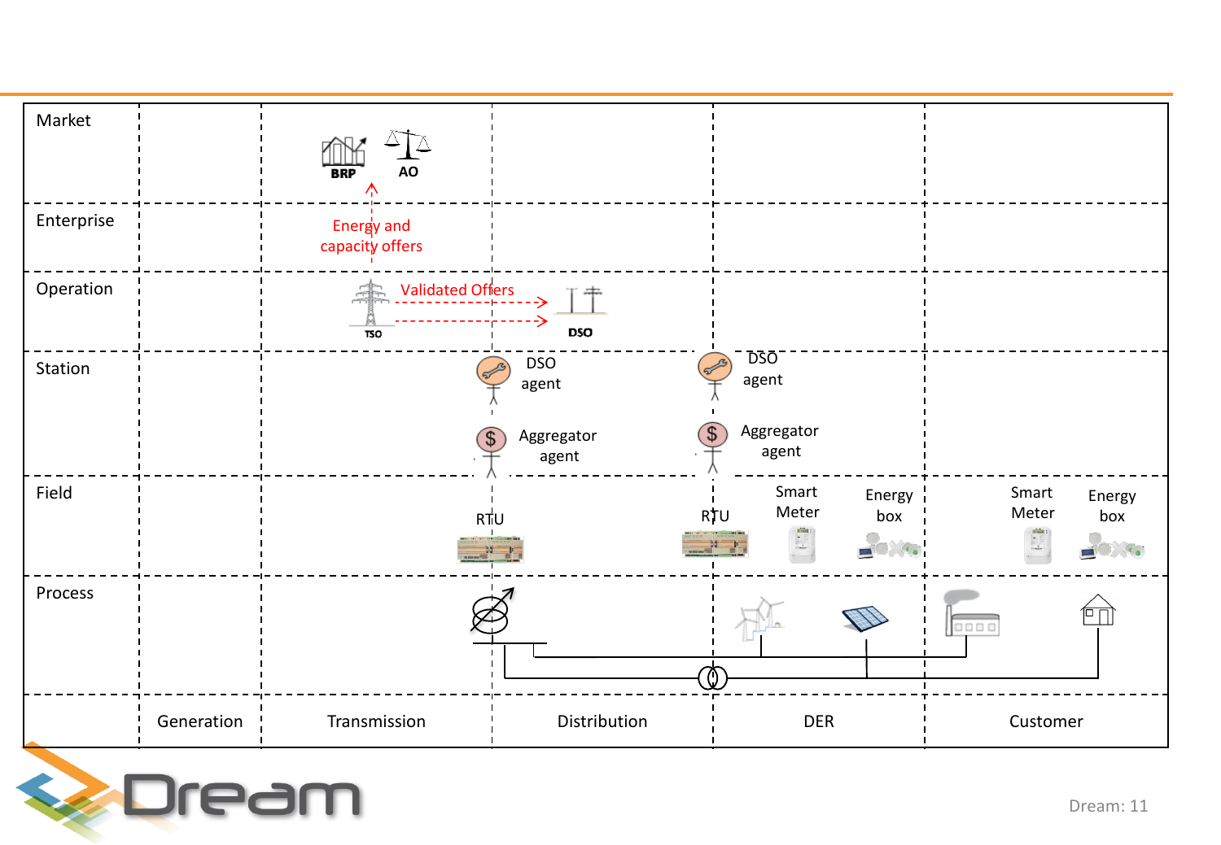| | Generation | Transmission | Distribution | DER | Customer |
|---|---|---|---|---|---|
| Market | | BRP, AO | | | |
| Enterprise | | Energy and capacity offers | | | |
| Operation | | TSO, Validated Offers | DSO | | |
| Station | | | DSO agent, Aggregator agent | DSO agent, Aggregator agent | |
| Field | | | RTU | RTU, Smart Meter, Energy box | Smart Meter, Energy box |
| Process | | | | | |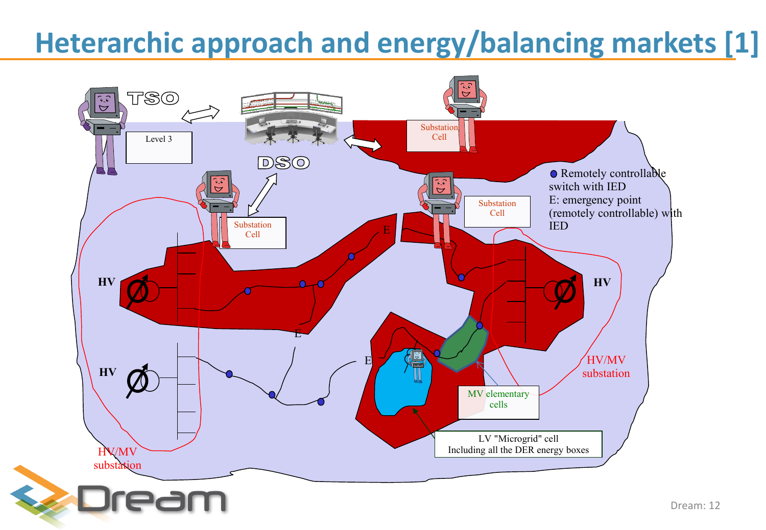# Heterarchic approach and energy/balancing markets [1]

TSO

Level 3

DSO

Substation Cell

Substation Cell

Substation Cell

● Remotely controllable switch with IED
E: emergency point (remotely controllable) with IED

HV

HV

HV

E

E

E

HV/MV substation

HV/MV substation

MV elementary cells

LV "Microgrid" cell
Including all the DER energy boxes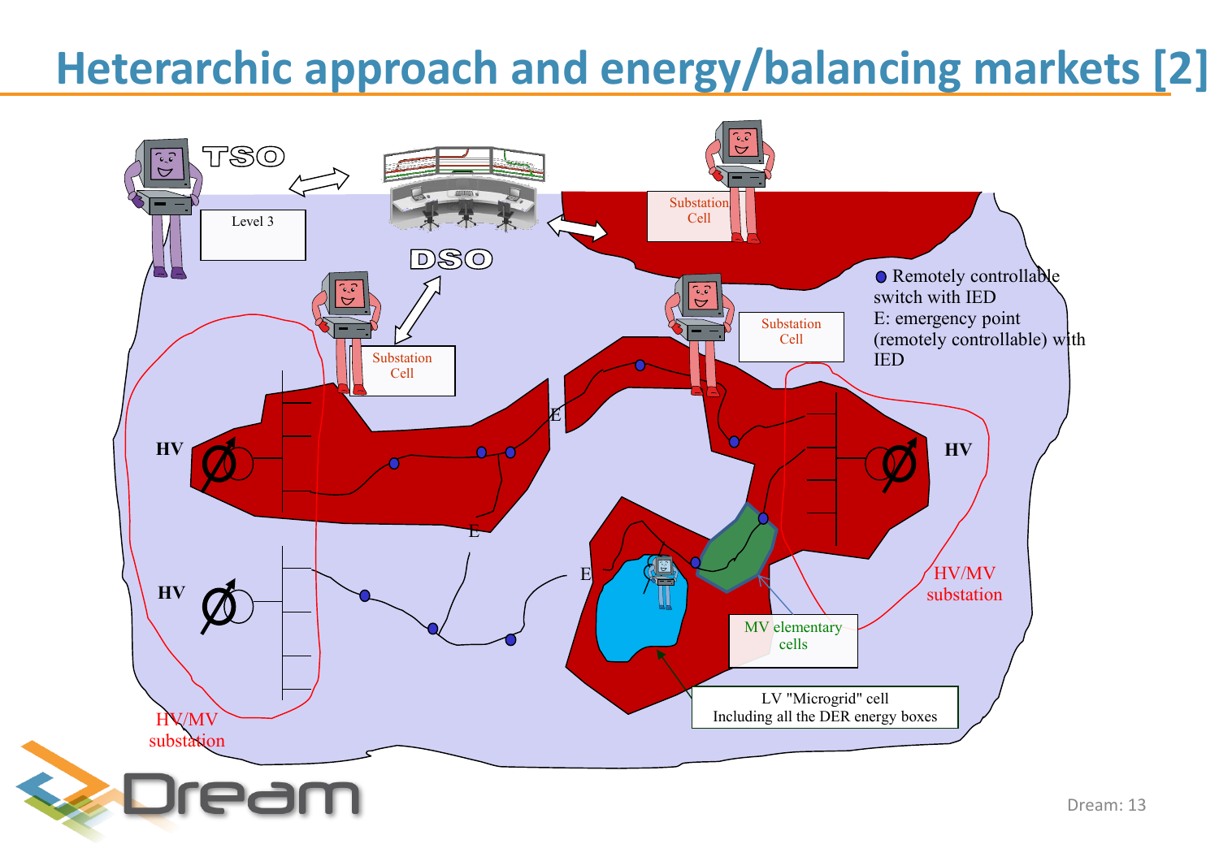# Heterarchic approach and energy/balancing markets [2]

TSO

Level 3

DSO

Substation Cell

Substation Cell

Substation Cell

● Remotely controllable switch with IED

E: emergency point (remotely controllable) with IED

HV

HV

HV

E

E

E

HV/MV substation

HV/MV substation

MV elementary cells

LV "Microgrid" cell Including all the DER energy boxes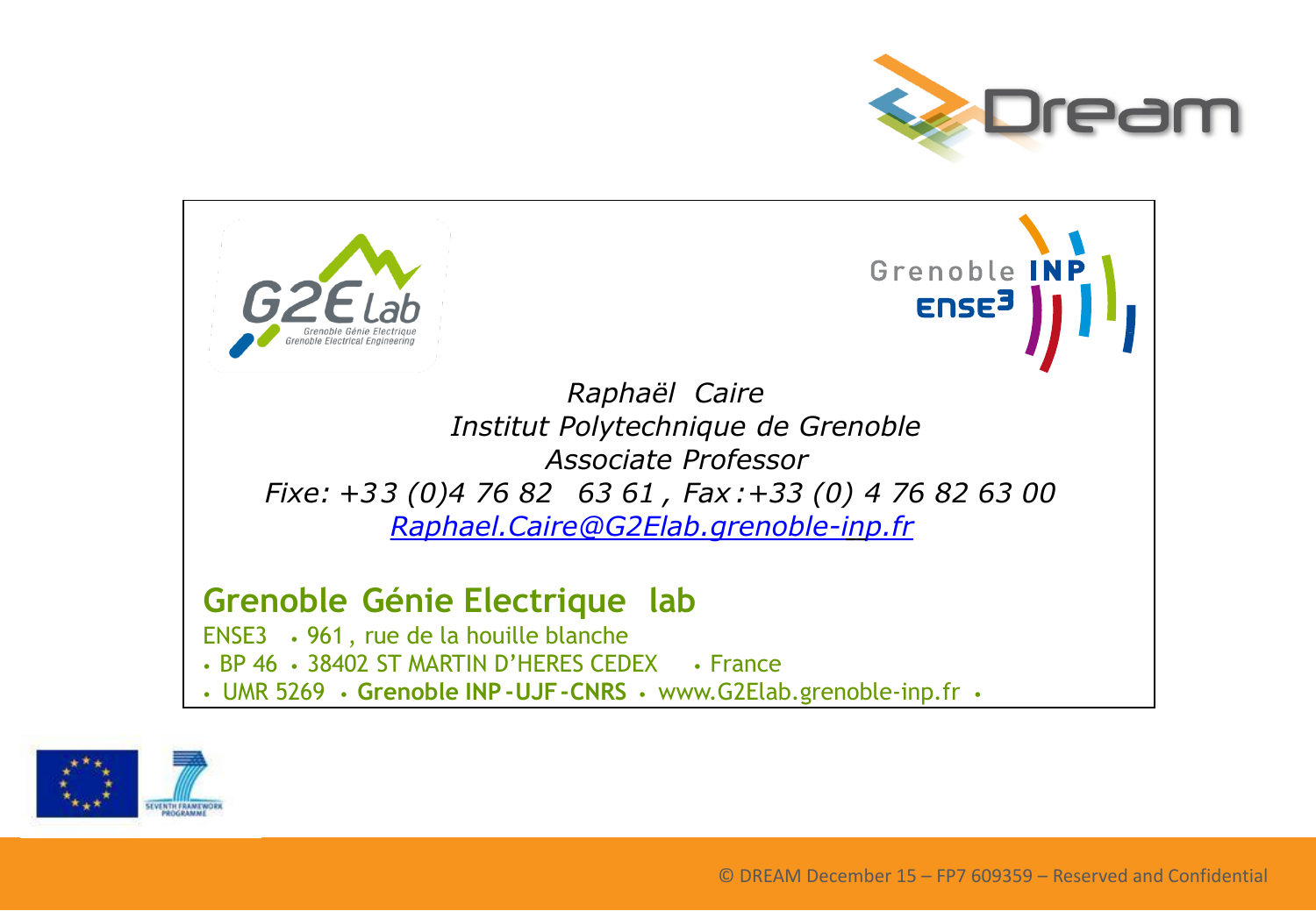*Raphaël Caire*
*Institut Polytechnique de Grenoble*
*Associate Professor*
*Fixe: +33 (0)4 76 82 63 61 , Fax :+33 (0) 4 76 82 63 00*
*Raphael.Caire@G2Elab.grenoble-inp.fr*

## Grenoble Génie Electrique lab

ENSE3 • 961 , rue de la houille blanche
• BP 46 • 38402 ST MARTIN D'HERES CEDEX • France
• UMR 5269 • **Grenoble INP - UJF - CNRS** • www.G2Elab.grenoble-inp.fr •

© DREAM December 15 – FP7 609359 – Reserved and Confidential